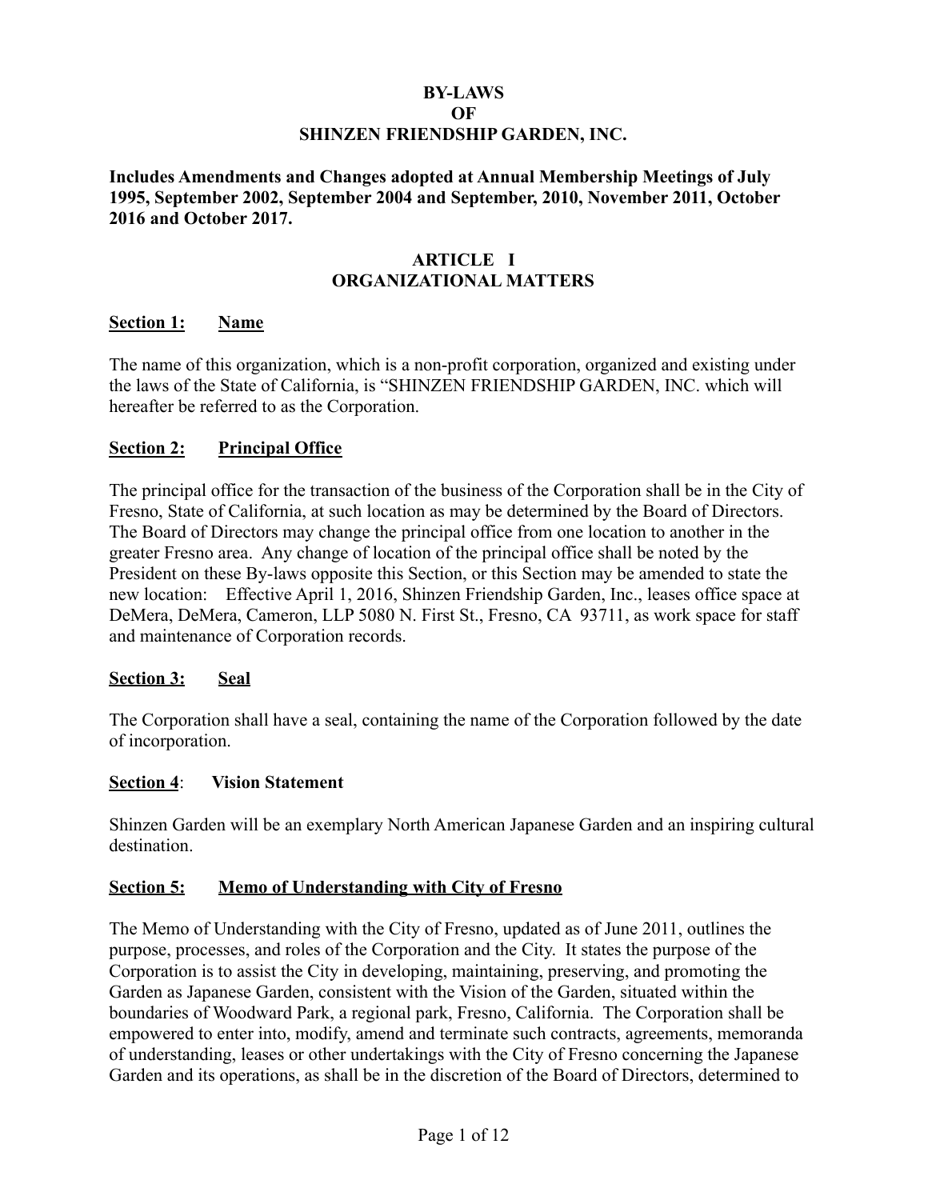# BY-LAWS
# OF
# SHINZEN FRIENDSHIP GARDEN, INC.

**Includes Amendments and Changes adopted at Annual Membership Meetings of July 1995, September 2002, September 2004 and September, 2010, November 2011, October 2016 and October 2017.**

## ARTICLE I
## ORGANIZATIONAL MATTERS

### <u>Section 1:</u> <u>Name</u>

The name of this organization, which is a non-profit corporation, organized and existing under the laws of the State of California, is "SHINZEN FRIENDSHIP GARDEN, INC. which will hereafter be referred to as the Corporation.

### <u>Section 2:</u> <u>Principal Office</u>

The principal office for the transaction of the business of the Corporation shall be in the City of Fresno, State of California, at such location as may be determined by the Board of Directors. The Board of Directors may change the principal office from one location to another in the greater Fresno area. Any change of location of the principal office shall be noted by the President on these By-laws opposite this Section, or this Section may be amended to state the new location: Effective April 1, 2016, Shinzen Friendship Garden, Inc., leases office space at DeMera, DeMera, Cameron, LLP 5080 N. First St., Fresno, CA 93711, as work space for staff and maintenance of Corporation records.

### <u>Section 3:</u> <u>Seal</u>

The Corporation shall have a seal, containing the name of the Corporation followed by the date of incorporation.

### <u>Section 4</u>: Vision Statement

Shinzen Garden will be an exemplary North American Japanese Garden and an inspiring cultural destination.

### <u>Section 5:</u> <u>Memo of Understanding with City of Fresno</u>

The Memo of Understanding with the City of Fresno, updated as of June 2011, outlines the purpose, processes, and roles of the Corporation and the City. It states the purpose of the Corporation is to assist the City in developing, maintaining, preserving, and promoting the Garden as Japanese Garden, consistent with the Vision of the Garden, situated within the boundaries of Woodward Park, a regional park, Fresno, California. The Corporation shall be empowered to enter into, modify, amend and terminate such contracts, agreements, memoranda of understanding, leases or other undertakings with the City of Fresno concerning the Japanese Garden and its operations, as shall be in the discretion of the Board of Directors, determined to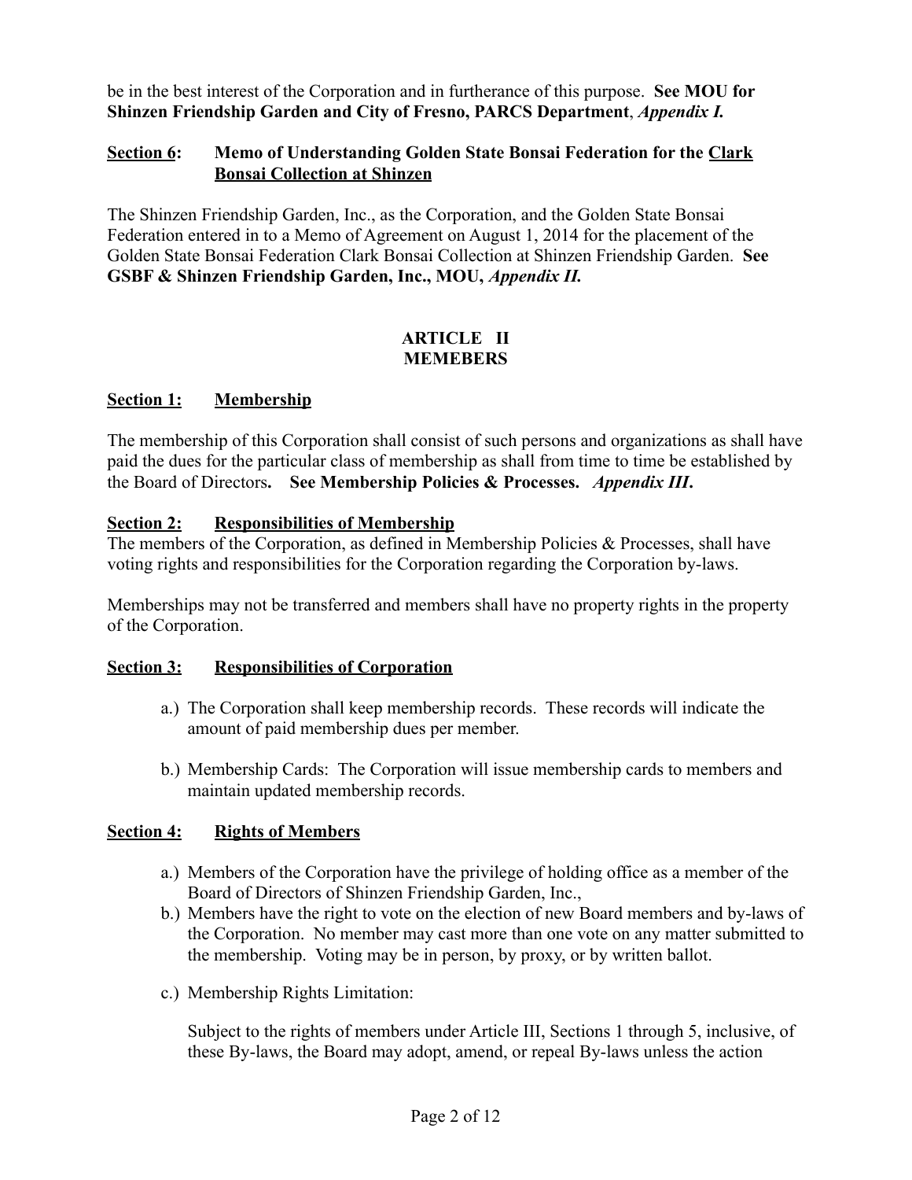be in the best interest of the Corporation and in furtherance of this purpose. **See MOU for Shinzen Friendship Garden and City of Fresno, PARCS Department**, ***Appendix I.***

### <u>Section 6</u>: Memo of Understanding Golden State Bonsai Federation for the <u>Clark Bonsai Collection at Shinzen</u>

The Shinzen Friendship Garden, Inc., as the Corporation, and the Golden State Bonsai Federation entered in to a Memo of Agreement on August 1, 2014 for the placement of the Golden State Bonsai Federation Clark Bonsai Collection at Shinzen Friendship Garden. **See GSBF & Shinzen Friendship Garden, Inc., MOU,** ***Appendix II.***

## ARTICLE II
## MEMEBERS

### <u>Section 1:</u> <u>Membership</u>

The membership of this Corporation shall consist of such persons and organizations as shall have paid the dues for the particular class of membership as shall from time to time be established by the Board of Directors**. See Membership Policies & Processes.** ***Appendix III*.**

### <u>Section 2:</u> <u>Responsibilities of Membership</u>

The members of the Corporation, as defined in Membership Policies & Processes, shall have voting rights and responsibilities for the Corporation regarding the Corporation by-laws.

Memberships may not be transferred and members shall have no property rights in the property of the Corporation.

### <u>Section 3:</u> <u>Responsibilities of Corporation</u>

a.) The Corporation shall keep membership records. These records will indicate the amount of paid membership dues per member.

b.) Membership Cards: The Corporation will issue membership cards to members and maintain updated membership records.

### <u>Section 4:</u> <u>Rights of Members</u>

a.) Members of the Corporation have the privilege of holding office as a member of the Board of Directors of Shinzen Friendship Garden, Inc.,

b.) Members have the right to vote on the election of new Board members and by-laws of the Corporation. No member may cast more than one vote on any matter submitted to the membership. Voting may be in person, by proxy, or by written ballot.

c.) Membership Rights Limitation:

Subject to the rights of members under Article III, Sections 1 through 5, inclusive, of these By-laws, the Board may adopt, amend, or repeal By-laws unless the action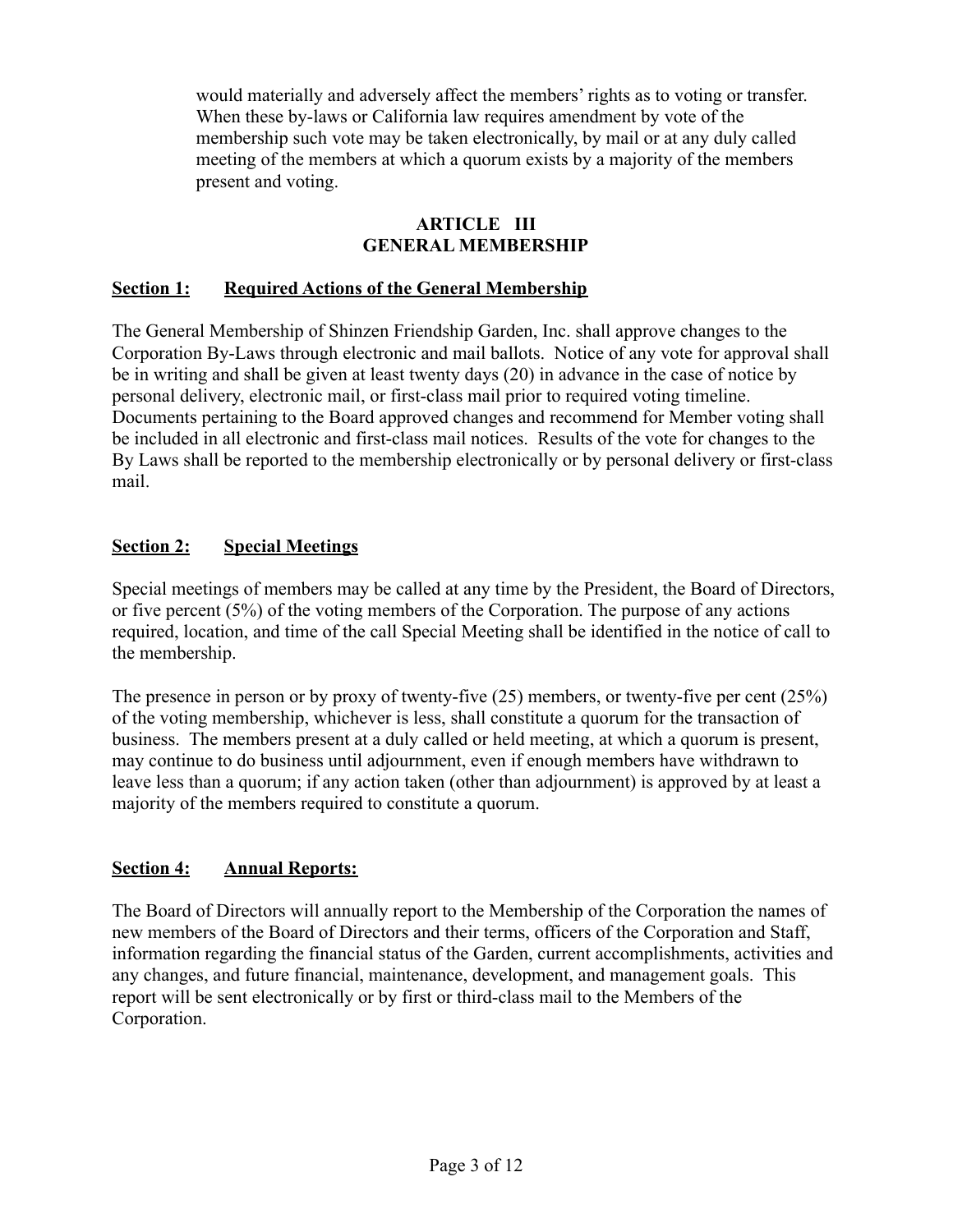would materially and adversely affect the members' rights as to voting or transfer. When these by-laws or California law requires amendment by vote of the membership such vote may be taken electronically, by mail or at any duly called meeting of the members at which a quorum exists by a majority of the members present and voting.

## ARTICLE III
## GENERAL MEMBERSHIP

**<u>Section 1:</u>** **<u>Required Actions of the General Membership</u>**

The General Membership of Shinzen Friendship Garden, Inc. shall approve changes to the Corporation By-Laws through electronic and mail ballots. Notice of any vote for approval shall be in writing and shall be given at least twenty days (20) in advance in the case of notice by personal delivery, electronic mail, or first-class mail prior to required voting timeline. Documents pertaining to the Board approved changes and recommend for Member voting shall be included in all electronic and first-class mail notices. Results of the vote for changes to the By Laws shall be reported to the membership electronically or by personal delivery or first-class mail.

**<u>Section 2:</u>** **<u>Special Meetings</u>**

Special meetings of members may be called at any time by the President, the Board of Directors, or five percent (5%) of the voting members of the Corporation. The purpose of any actions required, location, and time of the call Special Meeting shall be identified in the notice of call to the membership.

The presence in person or by proxy of twenty-five (25) members, or twenty-five per cent (25%) of the voting membership, whichever is less, shall constitute a quorum for the transaction of business. The members present at a duly called or held meeting, at which a quorum is present, may continue to do business until adjournment, even if enough members have withdrawn to leave less than a quorum; if any action taken (other than adjournment) is approved by at least a majority of the members required to constitute a quorum.

**<u>Section 4:</u>** **<u>Annual Reports:</u>**

The Board of Directors will annually report to the Membership of the Corporation the names of new members of the Board of Directors and their terms, officers of the Corporation and Staff, information regarding the financial status of the Garden, current accomplishments, activities and any changes, and future financial, maintenance, development, and management goals. This report will be sent electronically or by first or third-class mail to the Members of the Corporation.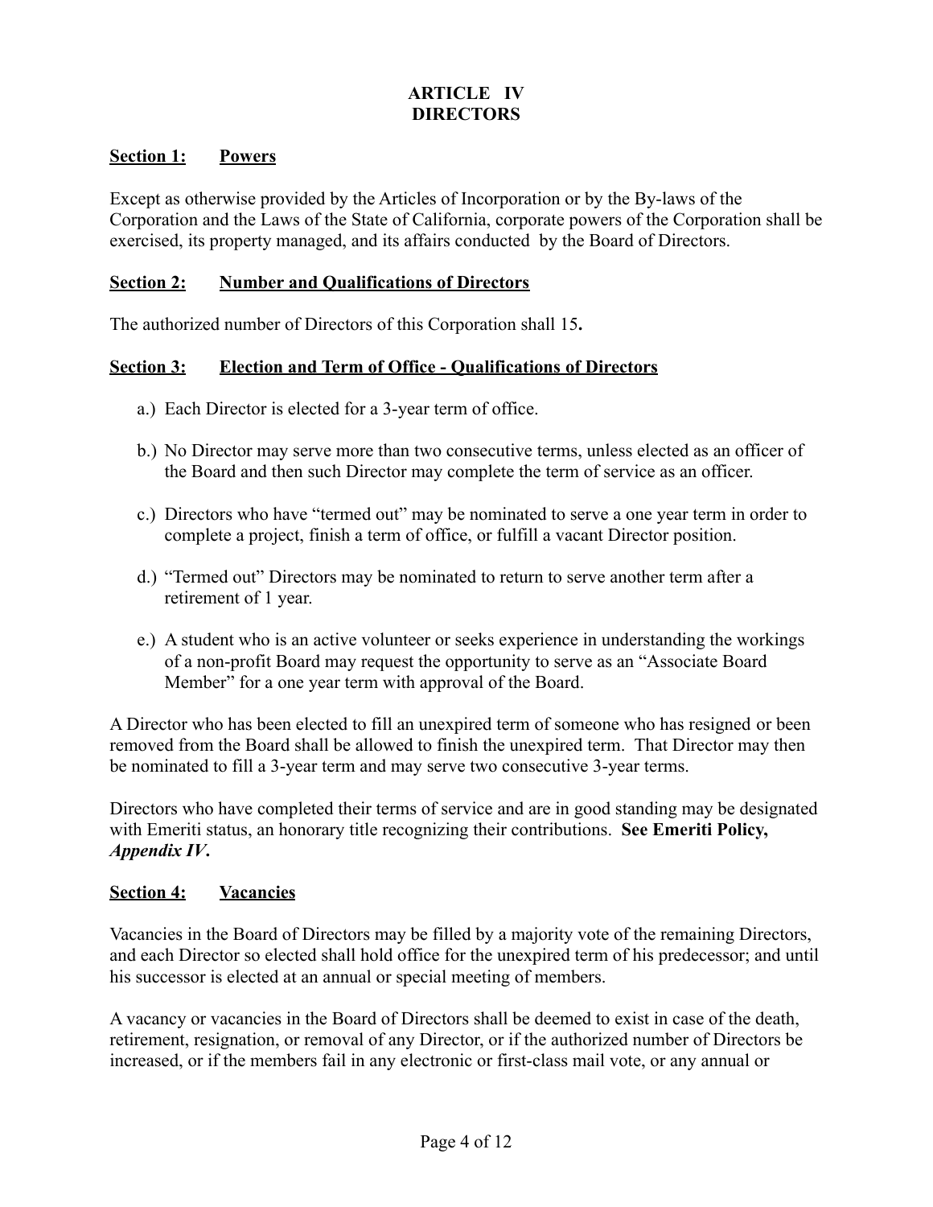# ARTICLE IV
# DIRECTORS

**Section 1: Powers**

Except as otherwise provided by the Articles of Incorporation or by the By-laws of the Corporation and the Laws of the State of California, corporate powers of the Corporation shall be exercised, its property managed, and its affairs conducted by the Board of Directors.

**Section 2: Number and Qualifications of Directors**

The authorized number of Directors of this Corporation shall 15**.**

**Section 3: Election and Term of Office - Qualifications of Directors**

a.) Each Director is elected for a 3-year term of office.

b.) No Director may serve more than two consecutive terms, unless elected as an officer of the Board and then such Director may complete the term of service as an officer.

c.) Directors who have "termed out" may be nominated to serve a one year term in order to complete a project, finish a term of office, or fulfill a vacant Director position.

d.) "Termed out" Directors may be nominated to return to serve another term after a retirement of 1 year.

e.) A student who is an active volunteer or seeks experience in understanding the workings of a non-profit Board may request the opportunity to serve as an "Associate Board Member" for a one year term with approval of the Board.

A Director who has been elected to fill an unexpired term of someone who has resigned or been removed from the Board shall be allowed to finish the unexpired term. That Director may then be nominated to fill a 3-year term and may serve two consecutive 3-year terms.

Directors who have completed their terms of service and are in good standing may be designated with Emeriti status, an honorary title recognizing their contributions. **See Emeriti Policy, *Appendix IV*.**

**Section 4: Vacancies**

Vacancies in the Board of Directors may be filled by a majority vote of the remaining Directors, and each Director so elected shall hold office for the unexpired term of his predecessor; and until his successor is elected at an annual or special meeting of members.

A vacancy or vacancies in the Board of Directors shall be deemed to exist in case of the death, retirement, resignation, or removal of any Director, or if the authorized number of Directors be increased, or if the members fail in any electronic or first-class mail vote, or any annual or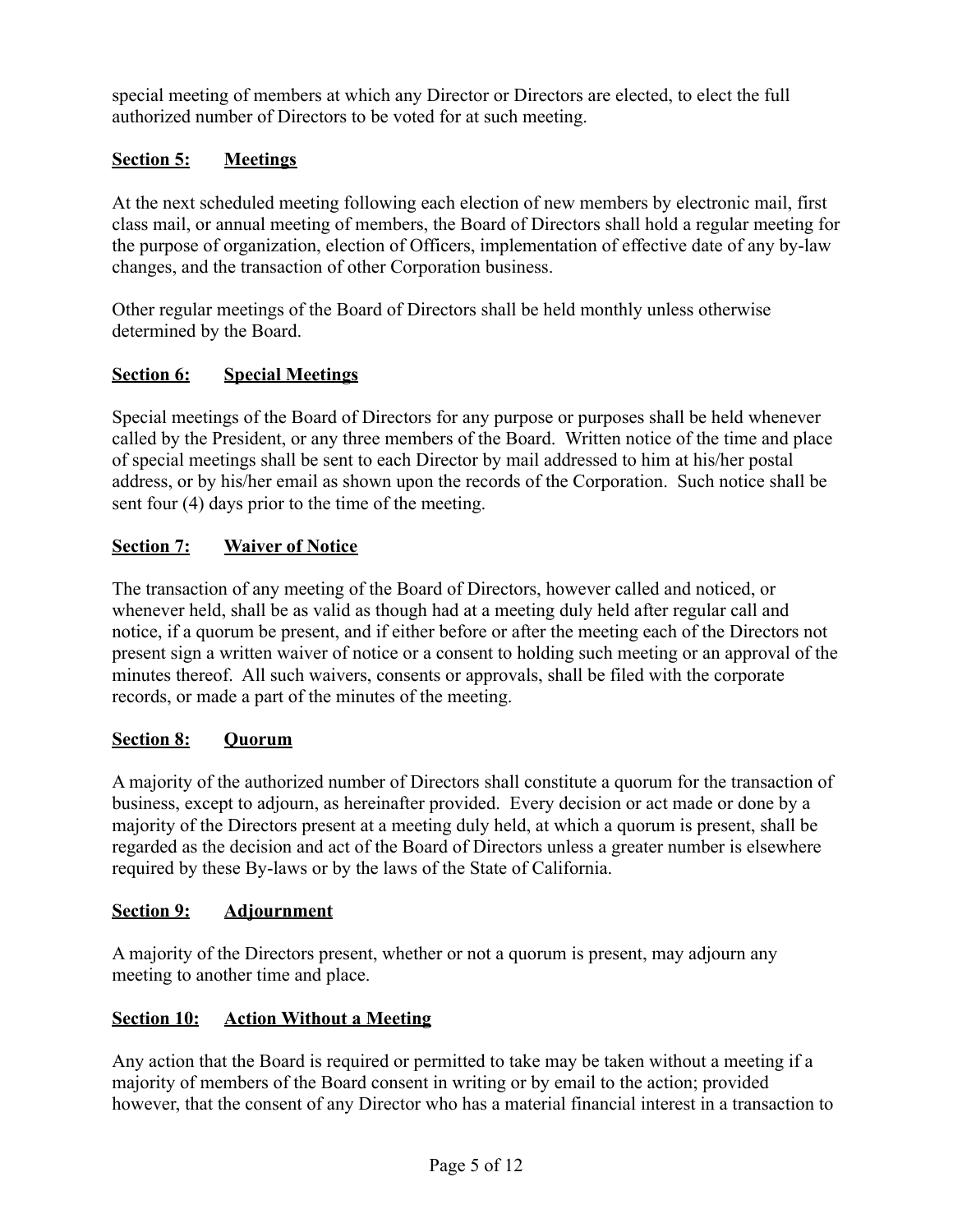special meeting of members at which any Director or Directors are elected, to elect the full authorized number of Directors to be voted for at such meeting.

**Section 5: Meetings**

At the next scheduled meeting following each election of new members by electronic mail, first class mail, or annual meeting of members, the Board of Directors shall hold a regular meeting for the purpose of organization, election of Officers, implementation of effective date of any by-law changes, and the transaction of other Corporation business.

Other regular meetings of the Board of Directors shall be held monthly unless otherwise determined by the Board.

**Section 6: Special Meetings**

Special meetings of the Board of Directors for any purpose or purposes shall be held whenever called by the President, or any three members of the Board. Written notice of the time and place of special meetings shall be sent to each Director by mail addressed to him at his/her postal address, or by his/her email as shown upon the records of the Corporation. Such notice shall be sent four (4) days prior to the time of the meeting.

**Section 7: Waiver of Notice**

The transaction of any meeting of the Board of Directors, however called and noticed, or whenever held, shall be as valid as though had at a meeting duly held after regular call and notice, if a quorum be present, and if either before or after the meeting each of the Directors not present sign a written waiver of notice or a consent to holding such meeting or an approval of the minutes thereof. All such waivers, consents or approvals, shall be filed with the corporate records, or made a part of the minutes of the meeting.

**Section 8: Quorum**

A majority of the authorized number of Directors shall constitute a quorum for the transaction of business, except to adjourn, as hereinafter provided. Every decision or act made or done by a majority of the Directors present at a meeting duly held, at which a quorum is present, shall be regarded as the decision and act of the Board of Directors unless a greater number is elsewhere required by these By-laws or by the laws of the State of California.

**Section 9: Adjournment**

A majority of the Directors present, whether or not a quorum is present, may adjourn any meeting to another time and place.

**Section 10: Action Without a Meeting**

Any action that the Board is required or permitted to take may be taken without a meeting if a majority of members of the Board consent in writing or by email to the action; provided however, that the consent of any Director who has a material financial interest in a transaction to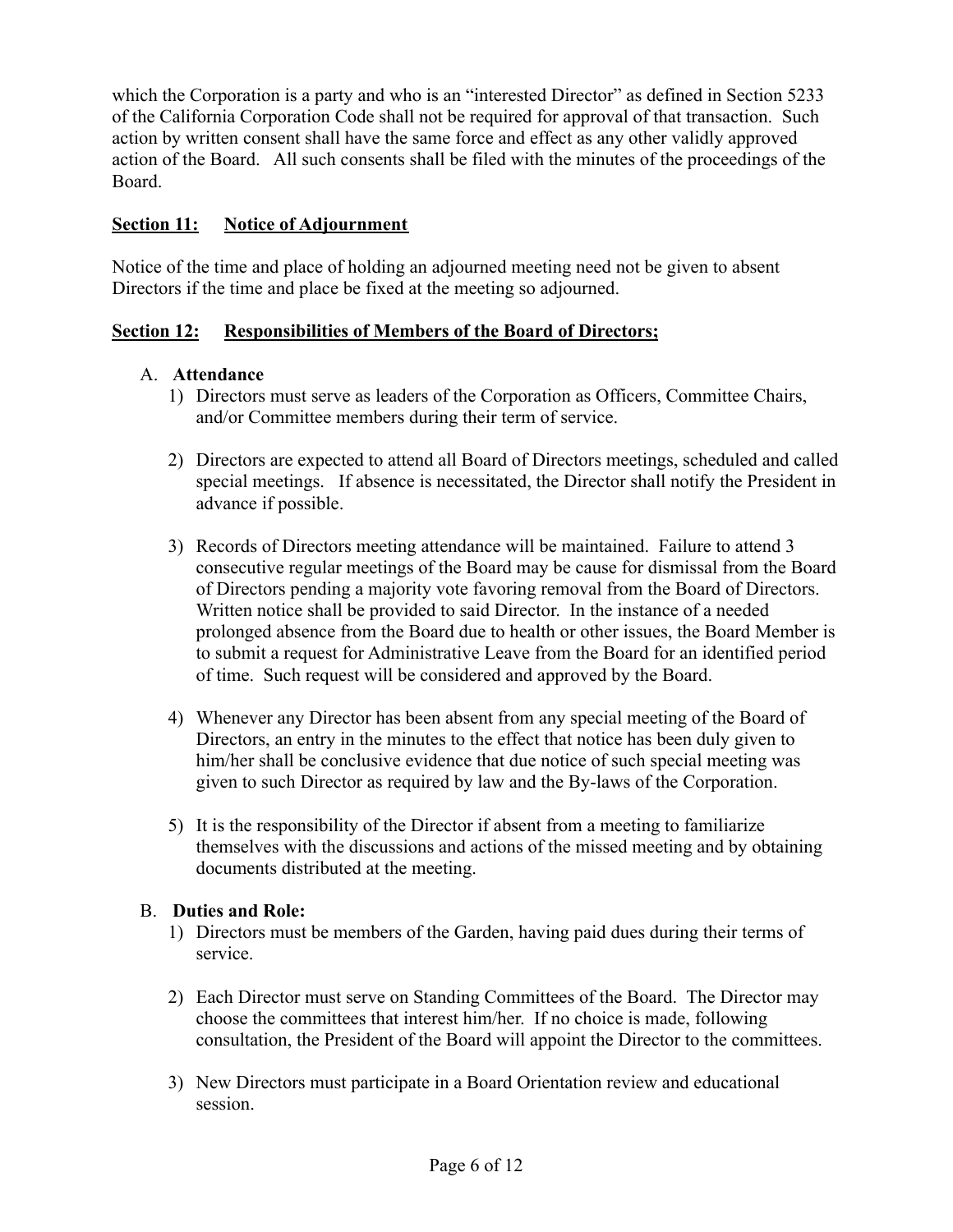which the Corporation is a party and who is an "interested Director" as defined in Section 5233 of the California Corporation Code shall not be required for approval of that transaction. Such action by written consent shall have the same force and effect as any other validly approved action of the Board. All such consents shall be filed with the minutes of the proceedings of the Board.

**Section 11: Notice of Adjournment**

Notice of the time and place of holding an adjourned meeting need not be given to absent Directors if the time and place be fixed at the meeting so adjourned.

**Section 12: Responsibilities of Members of the Board of Directors;**

A. **Attendance**

1) Directors must serve as leaders of the Corporation as Officers, Committee Chairs, and/or Committee members during their term of service.

2) Directors are expected to attend all Board of Directors meetings, scheduled and called special meetings. If absence is necessitated, the Director shall notify the President in advance if possible.

3) Records of Directors meeting attendance will be maintained. Failure to attend 3 consecutive regular meetings of the Board may be cause for dismissal from the Board of Directors pending a majority vote favoring removal from the Board of Directors. Written notice shall be provided to said Director. In the instance of a needed prolonged absence from the Board due to health or other issues, the Board Member is to submit a request for Administrative Leave from the Board for an identified period of time. Such request will be considered and approved by the Board.

4) Whenever any Director has been absent from any special meeting of the Board of Directors, an entry in the minutes to the effect that notice has been duly given to him/her shall be conclusive evidence that due notice of such special meeting was given to such Director as required by law and the By-laws of the Corporation.

5) It is the responsibility of the Director if absent from a meeting to familiarize themselves with the discussions and actions of the missed meeting and by obtaining documents distributed at the meeting.

B. **Duties and Role:**

1) Directors must be members of the Garden, having paid dues during their terms of service.

2) Each Director must serve on Standing Committees of the Board. The Director may choose the committees that interest him/her. If no choice is made, following consultation, the President of the Board will appoint the Director to the committees.

3) New Directors must participate in a Board Orientation review and educational session.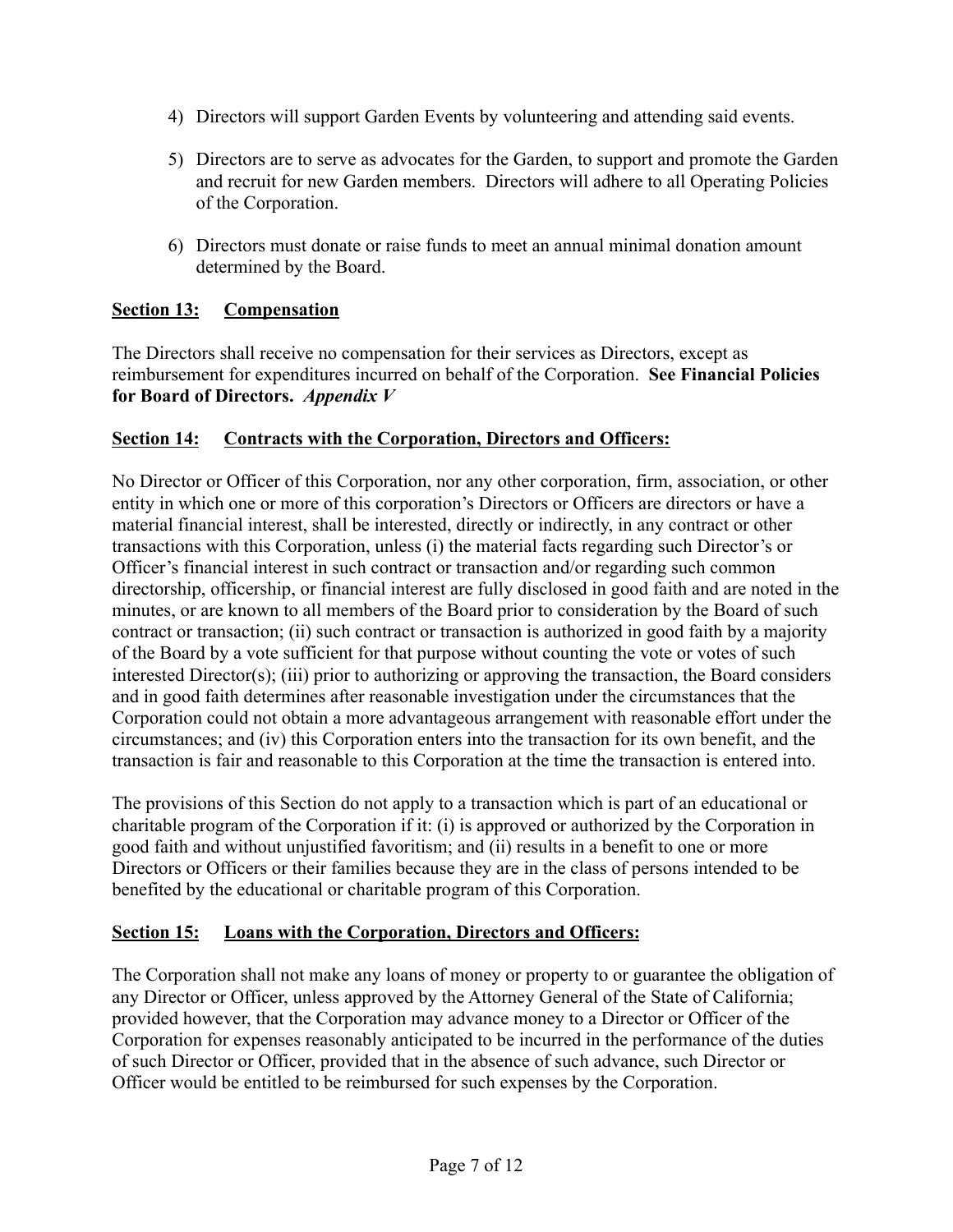4) Directors will support Garden Events by volunteering and attending said events.

5) Directors are to serve as advocates for the Garden, to support and promote the Garden and recruit for new Garden members. Directors will adhere to all Operating Policies of the Corporation.

6) Directors must donate or raise funds to meet an annual minimal donation amount determined by the Board.

## <u>Section 13: Compensation</u>

The Directors shall receive no compensation for their services as Directors, except as reimbursement for expenditures incurred on behalf of the Corporation. **See Financial Policies for Board of Directors.** ***Appendix V***

## <u>Section 14: Contracts with the Corporation, Directors and Officers:</u>

No Director or Officer of this Corporation, nor any other corporation, firm, association, or other entity in which one or more of this corporation's Directors or Officers are directors or have a material financial interest, shall be interested, directly or indirectly, in any contract or other transactions with this Corporation, unless (i) the material facts regarding such Director's or Officer's financial interest in such contract or transaction and/or regarding such common directorship, officership, or financial interest are fully disclosed in good faith and are noted in the minutes, or are known to all members of the Board prior to consideration by the Board of such contract or transaction; (ii) such contract or transaction is authorized in good faith by a majority of the Board by a vote sufficient for that purpose without counting the vote or votes of such interested Director(s); (iii) prior to authorizing or approving the transaction, the Board considers and in good faith determines after reasonable investigation under the circumstances that the Corporation could not obtain a more advantageous arrangement with reasonable effort under the circumstances; and (iv) this Corporation enters into the transaction for its own benefit, and the transaction is fair and reasonable to this Corporation at the time the transaction is entered into.

The provisions of this Section do not apply to a transaction which is part of an educational or charitable program of the Corporation if it: (i) is approved or authorized by the Corporation in good faith and without unjustified favoritism; and (ii) results in a benefit to one or more Directors or Officers or their families because they are in the class of persons intended to be benefited by the educational or charitable program of this Corporation.

## <u>Section 15: Loans with the Corporation, Directors and Officers:</u>

The Corporation shall not make any loans of money or property to or guarantee the obligation of any Director or Officer, unless approved by the Attorney General of the State of California; provided however, that the Corporation may advance money to a Director or Officer of the Corporation for expenses reasonably anticipated to be incurred in the performance of the duties of such Director or Officer, provided that in the absence of such advance, such Director or Officer would be entitled to be reimbursed for such expenses by the Corporation.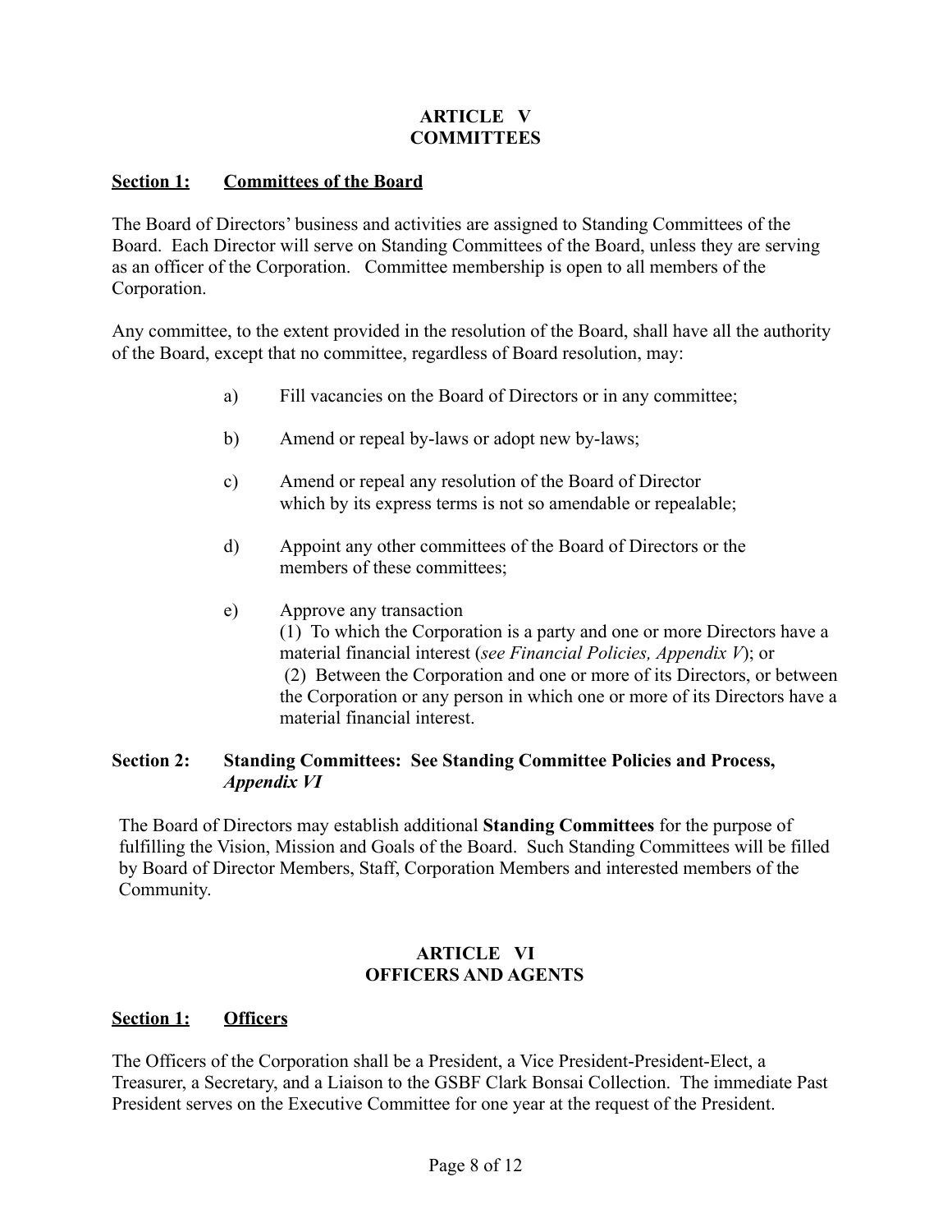## ARTICLE V
## COMMITTEES

**<u>Section 1: Committees of the Board</u>**

The Board of Directors' business and activities are assigned to Standing Committees of the Board. Each Director will serve on Standing Committees of the Board, unless they are serving as an officer of the Corporation. Committee membership is open to all members of the Corporation.

Any committee, to the extent provided in the resolution of the Board, shall have all the authority of the Board, except that no committee, regardless of Board resolution, may:

a) Fill vacancies on the Board of Directors or in any committee;

b) Amend or repeal by-laws or adopt new by-laws;

c) Amend or repeal any resolution of the Board of Director which by its express terms is not so amendable or repealable;

d) Appoint any other committees of the Board of Directors or the members of these committees;

e) Approve any transaction
(1) To which the Corporation is a party and one or more Directors have a material financial interest (*see Financial Policies, Appendix V*); or
(2) Between the Corporation and one or more of its Directors, or between the Corporation or any person in which one or more of its Directors have a material financial interest.

**Section 2: Standing Committees: See Standing Committee Policies and Process, *Appendix VI***

The Board of Directors may establish additional **Standing Committees** for the purpose of fulfilling the Vision, Mission and Goals of the Board. Such Standing Committees will be filled by Board of Director Members, Staff, Corporation Members and interested members of the Community.

## ARTICLE VI
## OFFICERS AND AGENTS

**<u>Section 1: Officers</u>**

The Officers of the Corporation shall be a President, a Vice President-President-Elect, a Treasurer, a Secretary, and a Liaison to the GSBF Clark Bonsai Collection. The immediate Past President serves on the Executive Committee for one year at the request of the President.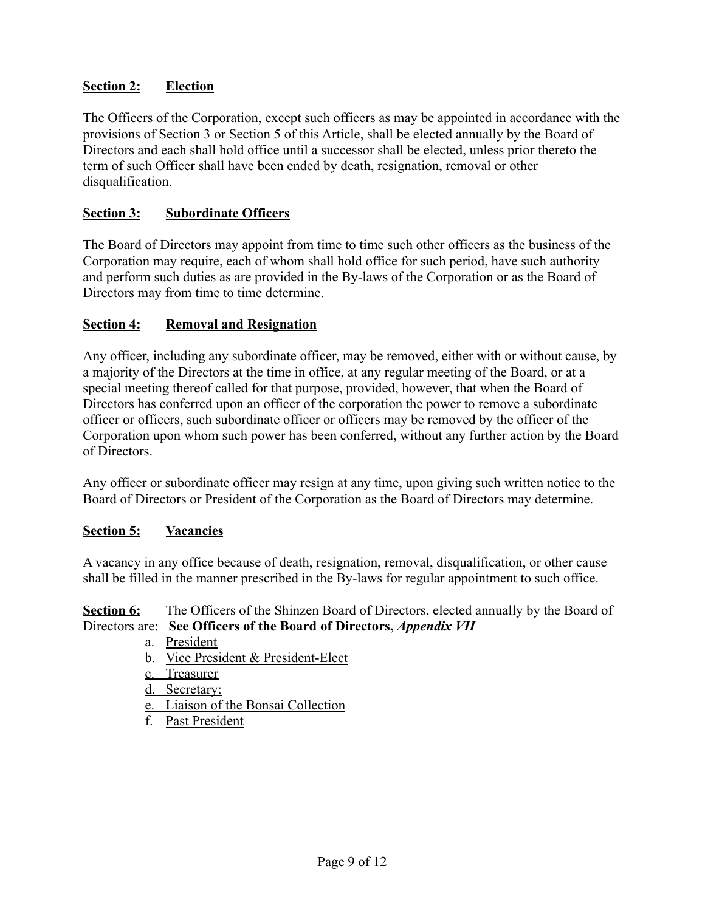## Section 2: Election

The Officers of the Corporation, except such officers as may be appointed in accordance with the provisions of Section 3 or Section 5 of this Article, shall be elected annually by the Board of Directors and each shall hold office until a successor shall be elected, unless prior thereto the term of such Officer shall have been ended by death, resignation, removal or other disqualification.

## Section 3: Subordinate Officers

The Board of Directors may appoint from time to time such other officers as the business of the Corporation may require, each of whom shall hold office for such period, have such authority and perform such duties as are provided in the By-laws of the Corporation or as the Board of Directors may from time to time determine.

## Section 4: Removal and Resignation

Any officer, including any subordinate officer, may be removed, either with or without cause, by a majority of the Directors at the time in office, at any regular meeting of the Board, or at a special meeting thereof called for that purpose, provided, however, that when the Board of Directors has conferred upon an officer of the corporation the power to remove a subordinate officer or officers, such subordinate officer or officers may be removed by the officer of the Corporation upon whom such power has been conferred, without any further action by the Board of Directors.

Any officer or subordinate officer may resign at any time, upon giving such written notice to the Board of Directors or President of the Corporation as the Board of Directors may determine.

## Section 5: Vacancies

A vacancy in any office because of death, resignation, removal, disqualification, or other cause shall be filled in the manner prescribed in the By-laws for regular appointment to such office.

**Section 6:** The Officers of the Shinzen Board of Directors, elected annually by the Board of Directors are: **See Officers of the Board of Directors,** ***Appendix VII***

a. President
b. Vice President & President-Elect
c. Treasurer
d. Secretary:
e. Liaison of the Bonsai Collection
f. Past President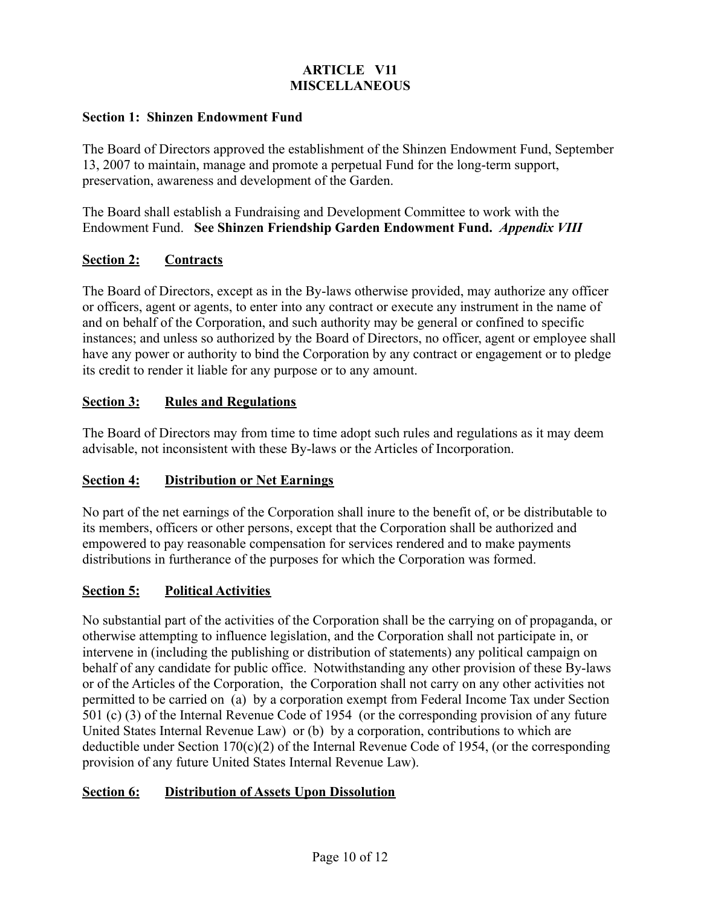## ARTICLE V11
## MISCELLANEOUS

**Section 1: Shinzen Endowment Fund**

The Board of Directors approved the establishment of the Shinzen Endowment Fund, September 13, 2007 to maintain, manage and promote a perpetual Fund for the long-term support, preservation, awareness and development of the Garden.

The Board shall establish a Fundraising and Development Committee to work with the Endowment Fund. **See Shinzen Friendship Garden Endowment Fund.** ***Appendix VIII***

**Section 2: Contracts**

The Board of Directors, except as in the By-laws otherwise provided, may authorize any officer or officers, agent or agents, to enter into any contract or execute any instrument in the name of and on behalf of the Corporation, and such authority may be general or confined to specific instances; and unless so authorized by the Board of Directors, no officer, agent or employee shall have any power or authority to bind the Corporation by any contract or engagement or to pledge its credit to render it liable for any purpose or to any amount.

**Section 3: Rules and Regulations**

The Board of Directors may from time to time adopt such rules and regulations as it may deem advisable, not inconsistent with these By-laws or the Articles of Incorporation.

**Section 4: Distribution or Net Earnings**

No part of the net earnings of the Corporation shall inure to the benefit of, or be distributable to its members, officers or other persons, except that the Corporation shall be authorized and empowered to pay reasonable compensation for services rendered and to make payments distributions in furtherance of the purposes for which the Corporation was formed.

**Section 5: Political Activities**

No substantial part of the activities of the Corporation shall be the carrying on of propaganda, or otherwise attempting to influence legislation, and the Corporation shall not participate in, or intervene in (including the publishing or distribution of statements) any political campaign on behalf of any candidate for public office. Notwithstanding any other provision of these By-laws or of the Articles of the Corporation, the Corporation shall not carry on any other activities not permitted to be carried on (a) by a corporation exempt from Federal Income Tax under Section 501 (c) (3) of the Internal Revenue Code of 1954 (or the corresponding provision of any future United States Internal Revenue Law) or (b) by a corporation, contributions to which are deductible under Section 170(c)(2) of the Internal Revenue Code of 1954, (or the corresponding provision of any future United States Internal Revenue Law).

**Section 6: Distribution of Assets Upon Dissolution**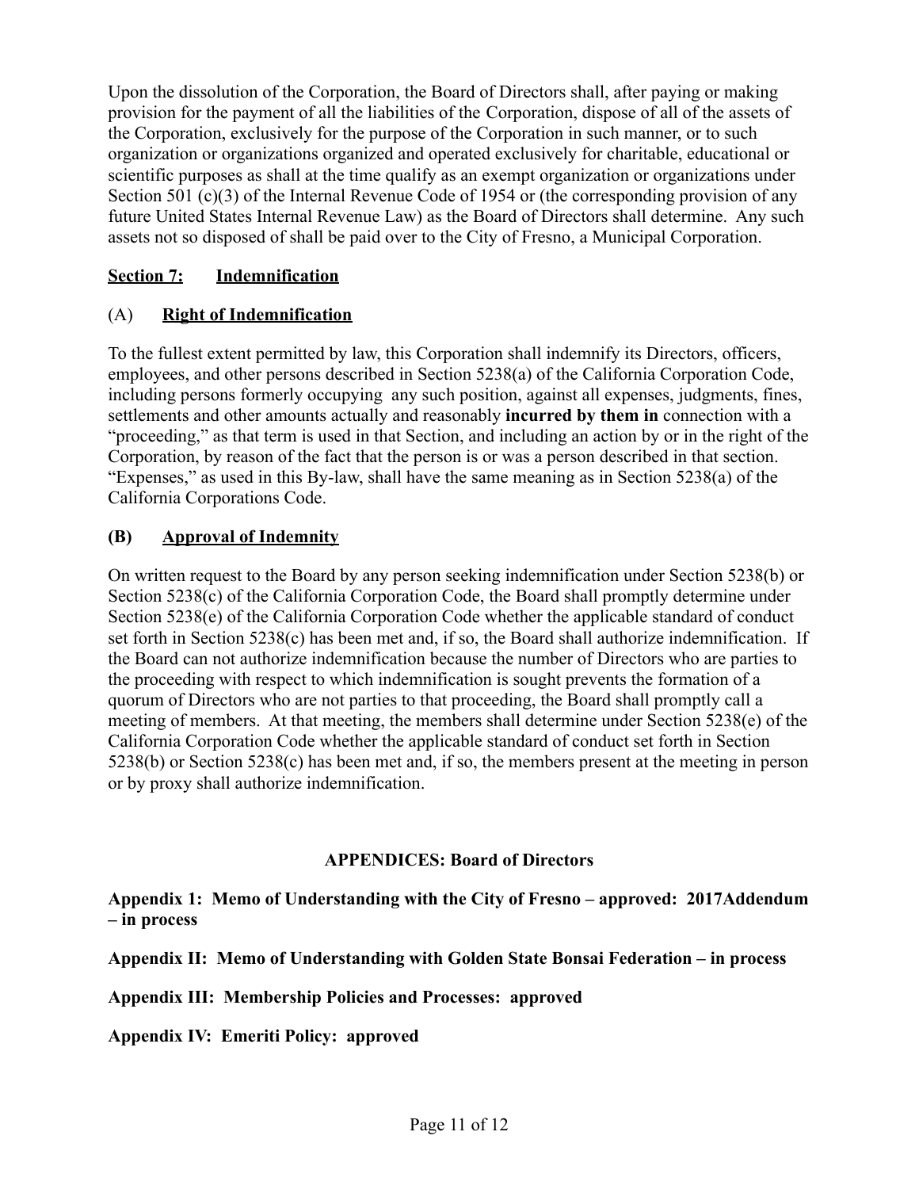Upon the dissolution of the Corporation, the Board of Directors shall, after paying or making provision for the payment of all the liabilities of the Corporation, dispose of all of the assets of the Corporation, exclusively for the purpose of the Corporation in such manner, or to such organization or organizations organized and operated exclusively for charitable, educational or scientific purposes as shall at the time qualify as an exempt organization or organizations under Section 501 (c)(3) of the Internal Revenue Code of 1954 or (the corresponding provision of any future United States Internal Revenue Law) as the Board of Directors shall determine. Any such assets not so disposed of shall be paid over to the City of Fresno, a Municipal Corporation.

## **Section 7: Indemnification**

### (A) **Right of Indemnification**

To the fullest extent permitted by law, this Corporation shall indemnify its Directors, officers, employees, and other persons described in Section 5238(a) of the California Corporation Code, including persons formerly occupying any such position, against all expenses, judgments, fines, settlements and other amounts actually and reasonably **incurred by them in** connection with a "proceeding," as that term is used in that Section, and including an action by or in the right of the Corporation, by reason of the fact that the person is or was a person described in that section. "Expenses," as used in this By-law, shall have the same meaning as in Section 5238(a) of the California Corporations Code.

### **(B) Approval of Indemnity**

On written request to the Board by any person seeking indemnification under Section 5238(b) or Section 5238(c) of the California Corporation Code, the Board shall promptly determine under Section 5238(e) of the California Corporation Code whether the applicable standard of conduct set forth in Section 5238(c) has been met and, if so, the Board shall authorize indemnification. If the Board can not authorize indemnification because the number of Directors who are parties to the proceeding with respect to which indemnification is sought prevents the formation of a quorum of Directors who are not parties to that proceeding, the Board shall promptly call a meeting of members. At that meeting, the members shall determine under Section 5238(e) of the California Corporation Code whether the applicable standard of conduct set forth in Section 5238(b) or Section 5238(c) has been met and, if so, the members present at the meeting in person or by proxy shall authorize indemnification.

## **APPENDICES: Board of Directors**

**Appendix 1: Memo of Understanding with the City of Fresno – approved: 2017Addendum – in process**

**Appendix II: Memo of Understanding with Golden State Bonsai Federation – in process**

**Appendix III: Membership Policies and Processes: approved**

**Appendix IV: Emeriti Policy: approved**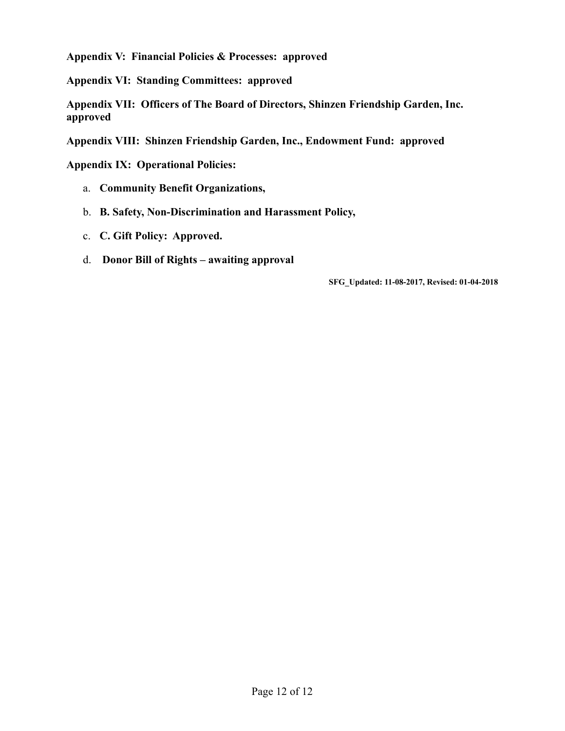**Appendix V: Financial Policies & Processes: approved**

**Appendix VI: Standing Committees: approved**

**Appendix VII: Officers of The Board of Directors, Shinzen Friendship Garden, Inc. approved**

**Appendix VIII: Shinzen Friendship Garden, Inc., Endowment Fund: approved**

**Appendix IX: Operational Policies:**

a. **Community Benefit Organizations,**

b. **B. Safety, Non-Discrimination and Harassment Policy,**

c. **C. Gift Policy: Approved.**

d. **Donor Bill of Rights – awaiting approval**

**SFG_Updated: 11-08-2017, Revised: 01-04-2018**